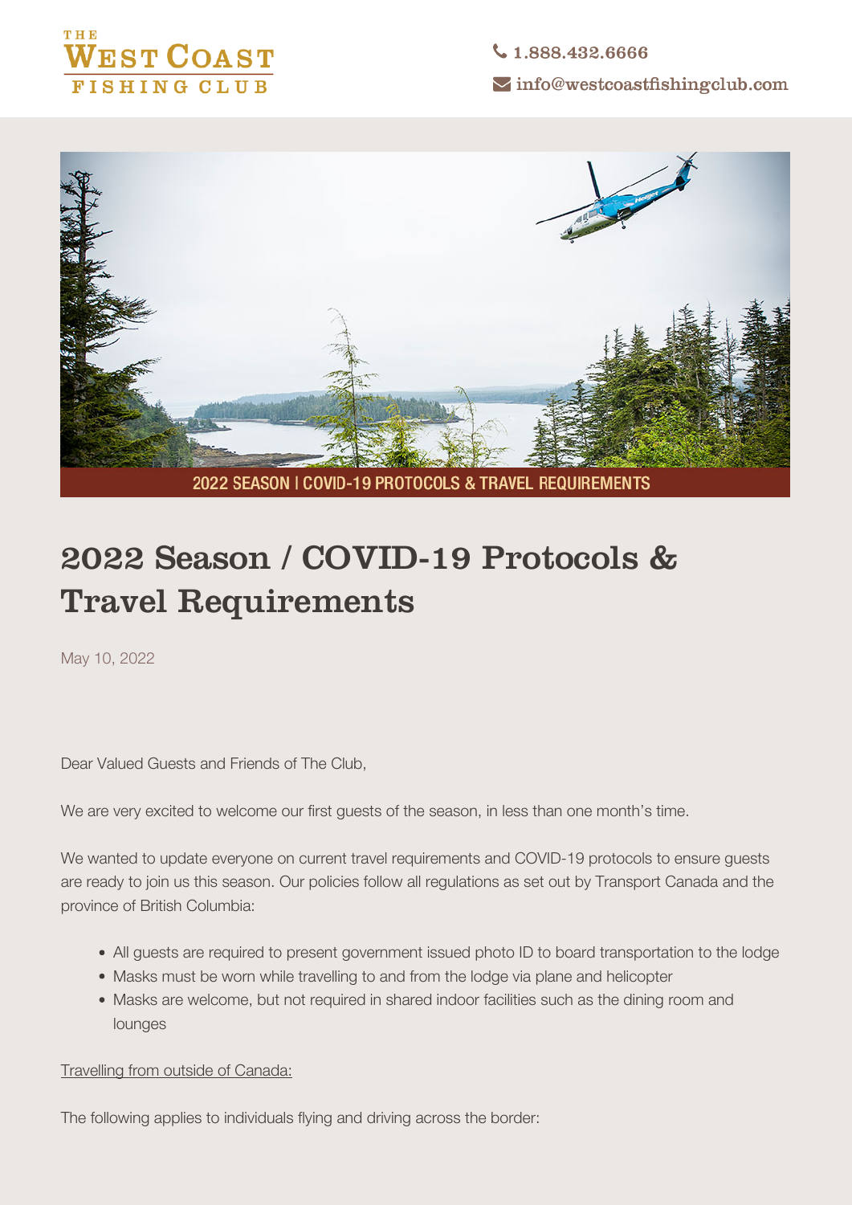THE
WEST COAST
FISHING CLUB

1.888.432.6666

info@westcoastfishingclub.com

2022 SEASON | COVID-19 PROTOCOLS & TRAVEL REQUIREMENTS

# 2022 Season / COVID-19 Protocols & Travel Requirements

May 10, 2022

Dear Valued Guests and Friends of The Club,

We are very excited to welcome our first guests of the season, in less than one month's time.

We wanted to update everyone on current travel requirements and COVID-19 protocols to ensure guests are ready to join us this season. Our policies follow all regulations as set out by Transport Canada and the province of British Columbia:

- All guests are required to present government issued photo ID to board transportation to the lodge
- Masks must be worn while travelling to and from the lodge via plane and helicopter
- Masks are welcome, but not required in shared indoor facilities such as the dining room and lounges

Travelling from outside of Canada:

The following applies to individuals flying and driving across the border: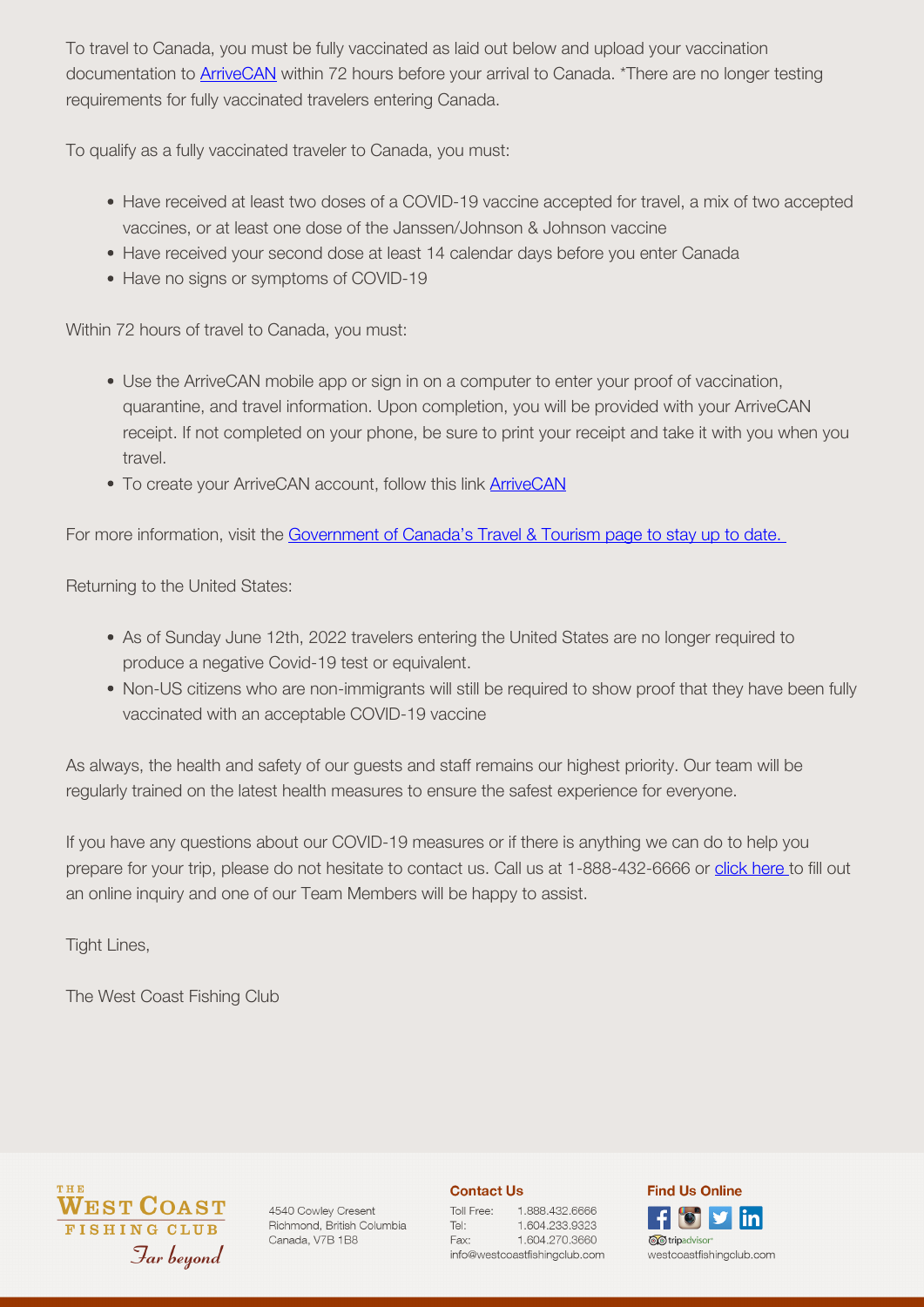To travel to Canada, you must be fully vaccinated as laid out below and upload your vaccination documentation to ArriveCAN within 72 hours before your arrival to Canada. *There are no longer testing requirements for fully vaccinated travelers entering Canada.

To qualify as a fully vaccinated traveler to Canada, you must:

- Have received at least two doses of a COVID-19 vaccine accepted for travel, a mix of two accepted vaccines, or at least one dose of the Janssen/Johnson & Johnson vaccine
- Have received your second dose at least 14 calendar days before you enter Canada
- Have no signs or symptoms of COVID-19

Within 72 hours of travel to Canada, you must:

- Use the ArriveCAN mobile app or sign in on a computer to enter your proof of vaccination, quarantine, and travel information. Upon completion, you will be provided with your ArriveCAN receipt. If not completed on your phone, be sure to print your receipt and take it with you when you travel.
- To create your ArriveCAN account, follow this link ArriveCAN

For more information, visit the Government of Canada's Travel & Tourism page to stay up to date.

Returning to the United States:

- As of Sunday June 12th, 2022 travelers entering the United States are no longer required to produce a negative Covid-19 test or equivalent.
- Non-US citizens who are non-immigrants will still be required to show proof that they have been fully vaccinated with an acceptable COVID-19 vaccine

As always, the health and safety of our guests and staff remains our highest priority. Our team will be regularly trained on the latest health measures to ensure the safest experience for everyone.

If you have any questions about our COVID-19 measures or if there is anything we can do to help you prepare for your trip, please do not hesitate to contact us. Call us at 1-888-432-6666 or click here to fill out an online inquiry and one of our Team Members will be happy to assist.

Tight Lines,

The West Coast Fishing Club

THE WEST COAST FISHING CLUB
*Far beyond*

4540 Cowley Cresent
Richmond, British Columbia
Canada, V7B 1B8

**Contact Us**

Toll Free: 1.888.432.6666
Tel: 1.604.233.9323
Fax: 1.604.270.3660
info@westcoastfishingclub.com

**Find Us Online**

tripadvisor
westcoastfishingclub.com